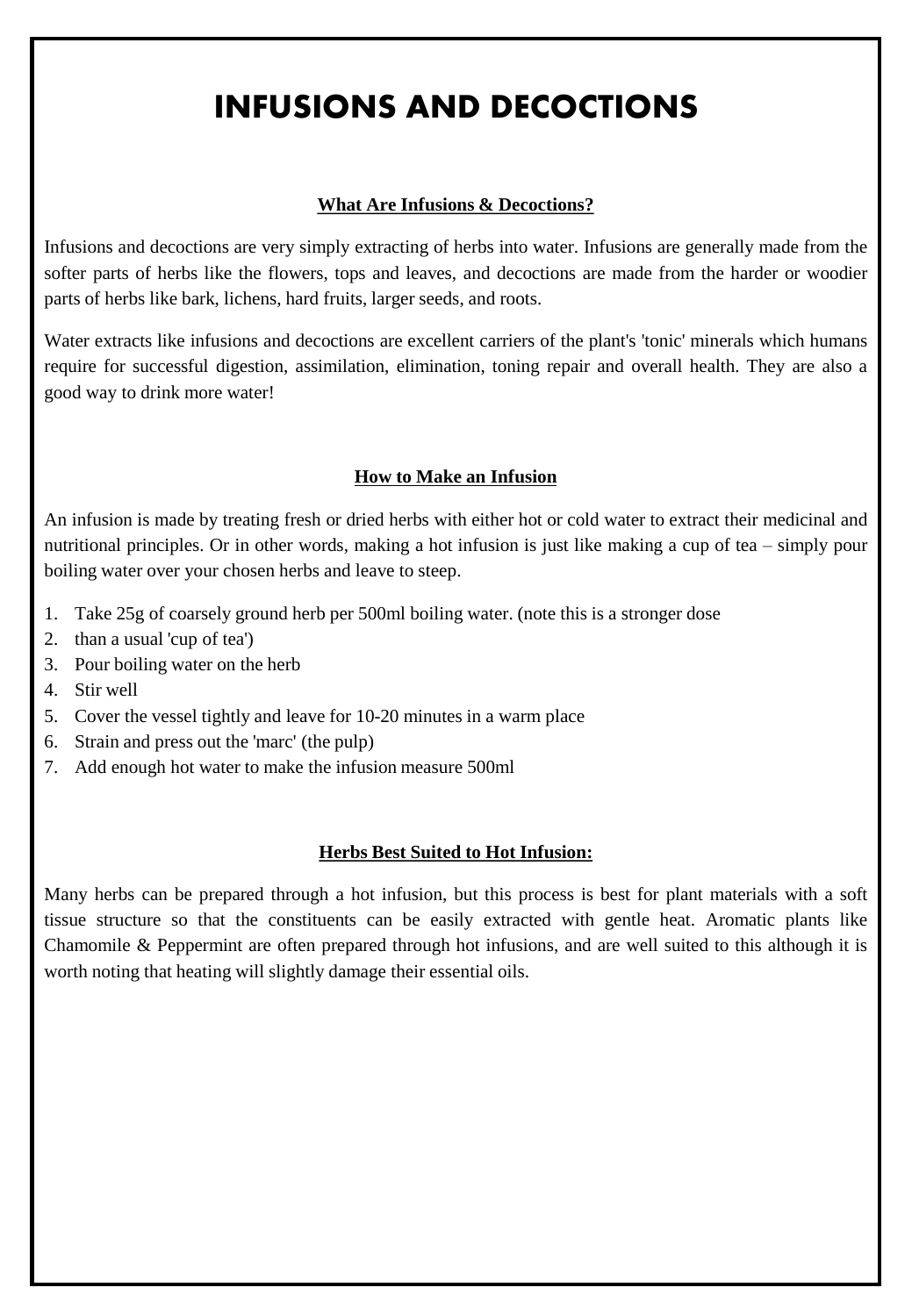# INFUSIONS AND DECOCTIONS

**What Are Infusions & Decoctions?**

Infusions and decoctions are very simply extracting of herbs into water. Infusions are generally made from the softer parts of herbs like the flowers, tops and leaves, and decoctions are made from the harder or woodier parts of herbs like bark, lichens, hard fruits, larger seeds, and roots.

Water extracts like infusions and decoctions are excellent carriers of the plant's 'tonic' minerals which humans require for successful digestion, assimilation, elimination, toning repair and overall health. They are also a good way to drink more water!

**How to Make an Infusion**

An infusion is made by treating fresh or dried herbs with either hot or cold water to extract their medicinal and nutritional principles. Or in other words, making a hot infusion is just like making a cup of tea – simply pour boiling water over your chosen herbs and leave to steep.

1. Take 25g of coarsely ground herb per 500ml boiling water. (note this is a stronger dose
2. than a usual 'cup of tea')
3. Pour boiling water on the herb
4. Stir well
5. Cover the vessel tightly and leave for 10-20 minutes in a warm place
6. Strain and press out the 'marc' (the pulp)
7. Add enough hot water to make the infusion measure 500ml

**Herbs Best Suited to Hot Infusion:**

Many herbs can be prepared through a hot infusion, but this process is best for plant materials with a soft tissue structure so that the constituents can be easily extracted with gentle heat. Aromatic plants like Chamomile & Peppermint are often prepared through hot infusions, and are well suited to this although it is worth noting that heating will slightly damage their essential oils.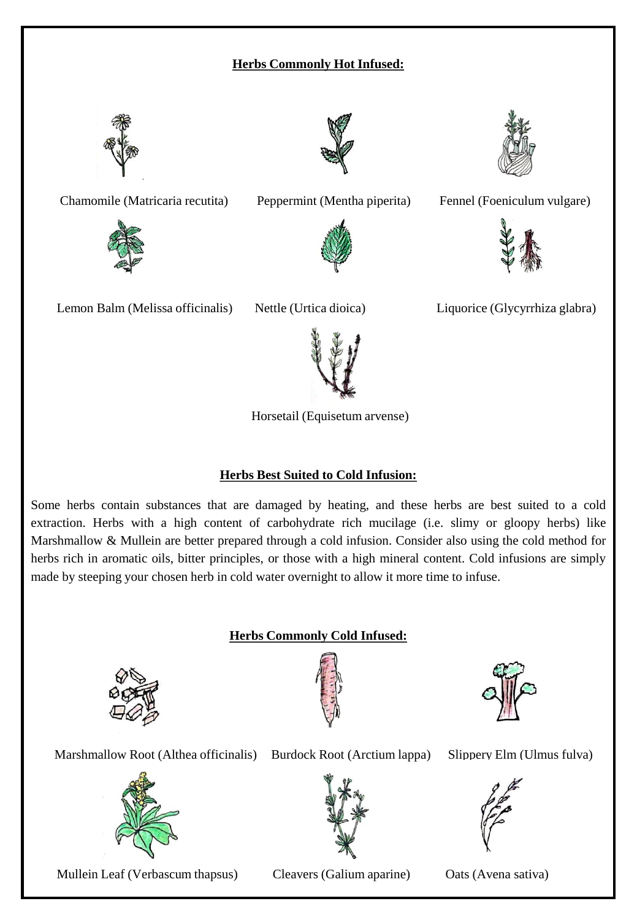## Herbs Commonly Hot Infused:

Chamomile (Matricaria recutita)

Peppermint (Mentha piperita)

Fennel (Foeniculum vulgare)

Lemon Balm (Melissa officinalis)

Nettle (Urtica dioica)

Liquorice (Glycyrrhiza glabra)

Horsetail (Equisetum arvense)

## Herbs Best Suited to Cold Infusion:

Some herbs contain substances that are damaged by heating, and these herbs are best suited to a cold extraction. Herbs with a high content of carbohydrate rich mucilage (i.e. slimy or gloopy herbs) like Marshmallow & Mullein are better prepared through a cold infusion. Consider also using the cold method for herbs rich in aromatic oils, bitter principles, or those with a high mineral content. Cold infusions are simply made by steeping your chosen herb in cold water overnight to allow it more time to infuse.

## Herbs Commonly Cold Infused:

Marshmallow Root (Althea officinalis)

Burdock Root (Arctium lappa)

Slippery Elm (Ulmus fulva)

Mullein Leaf (Verbascum thapsus)

Cleavers (Galium aparine)

Oats (Avena sativa)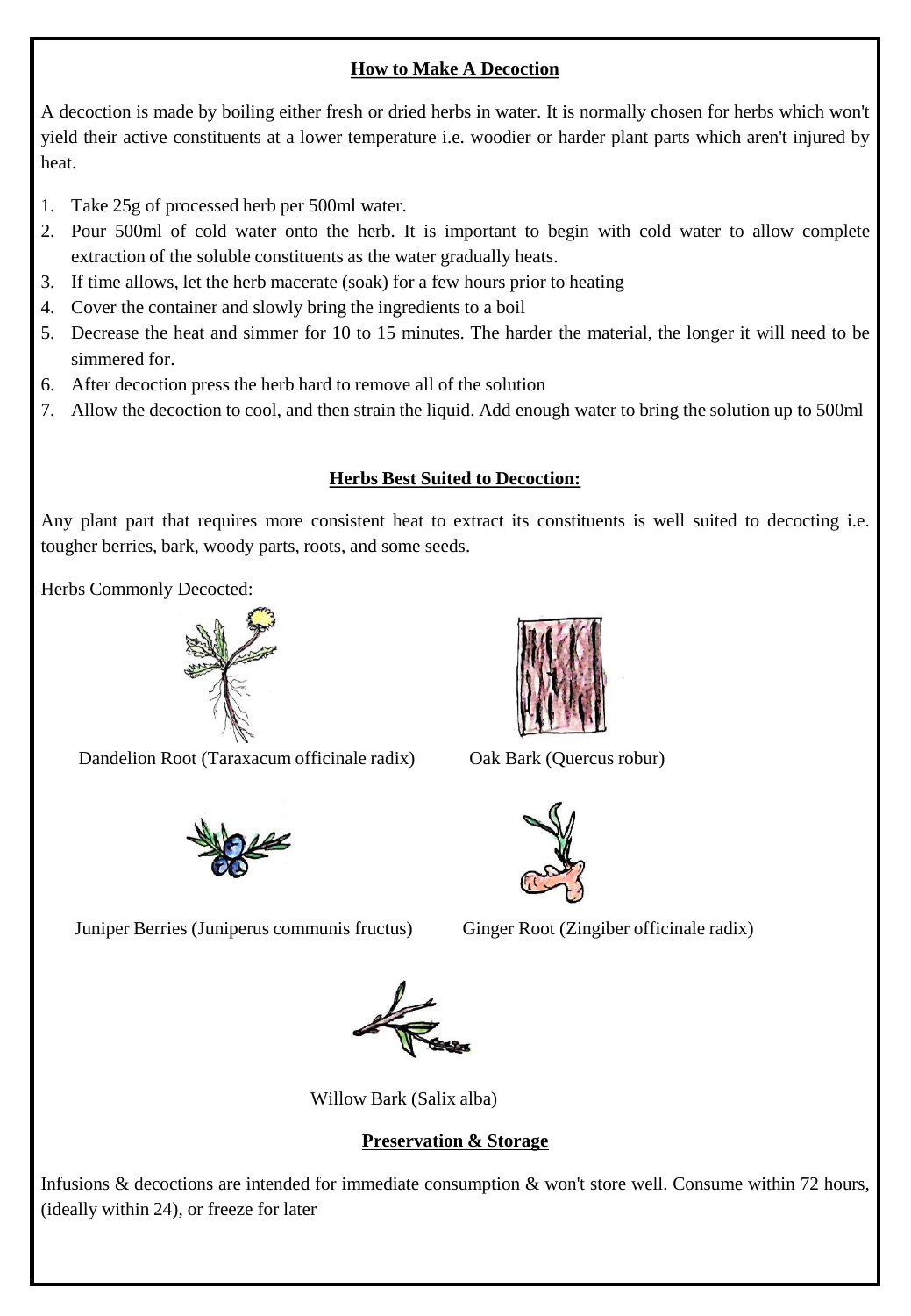## How to Make A Decoction

A decoction is made by boiling either fresh or dried herbs in water. It is normally chosen for herbs which won't yield their active constituents at a lower temperature i.e. woodier or harder plant parts which aren't injured by heat.

1. Take 25g of processed herb per 500ml water.
2. Pour 500ml of cold water onto the herb. It is important to begin with cold water to allow complete extraction of the soluble constituents as the water gradually heats.
3. If time allows, let the herb macerate (soak) for a few hours prior to heating
4. Cover the container and slowly bring the ingredients to a boil
5. Decrease the heat and simmer for 10 to 15 minutes. The harder the material, the longer it will need to be simmered for.
6. After decoction press the herb hard to remove all of the solution
7. Allow the decoction to cool, and then strain the liquid. Add enough water to bring the solution up to 500ml

## Herbs Best Suited to Decoction:

Any plant part that requires more consistent heat to extract its constituents is well suited to decocting i.e. tougher berries, bark, woody parts, roots, and some seeds.

Herbs Commonly Decocted:

Dandelion Root (Taraxacum officinale radix)

Oak Bark (Quercus robur)

Juniper Berries (Juniperus communis fructus)

Ginger Root (Zingiber officinale radix)

Willow Bark (Salix alba)

## Preservation & Storage

Infusions & decoctions are intended for immediate consumption & won't store well. Consume within 72 hours, (ideally within 24), or freeze for later